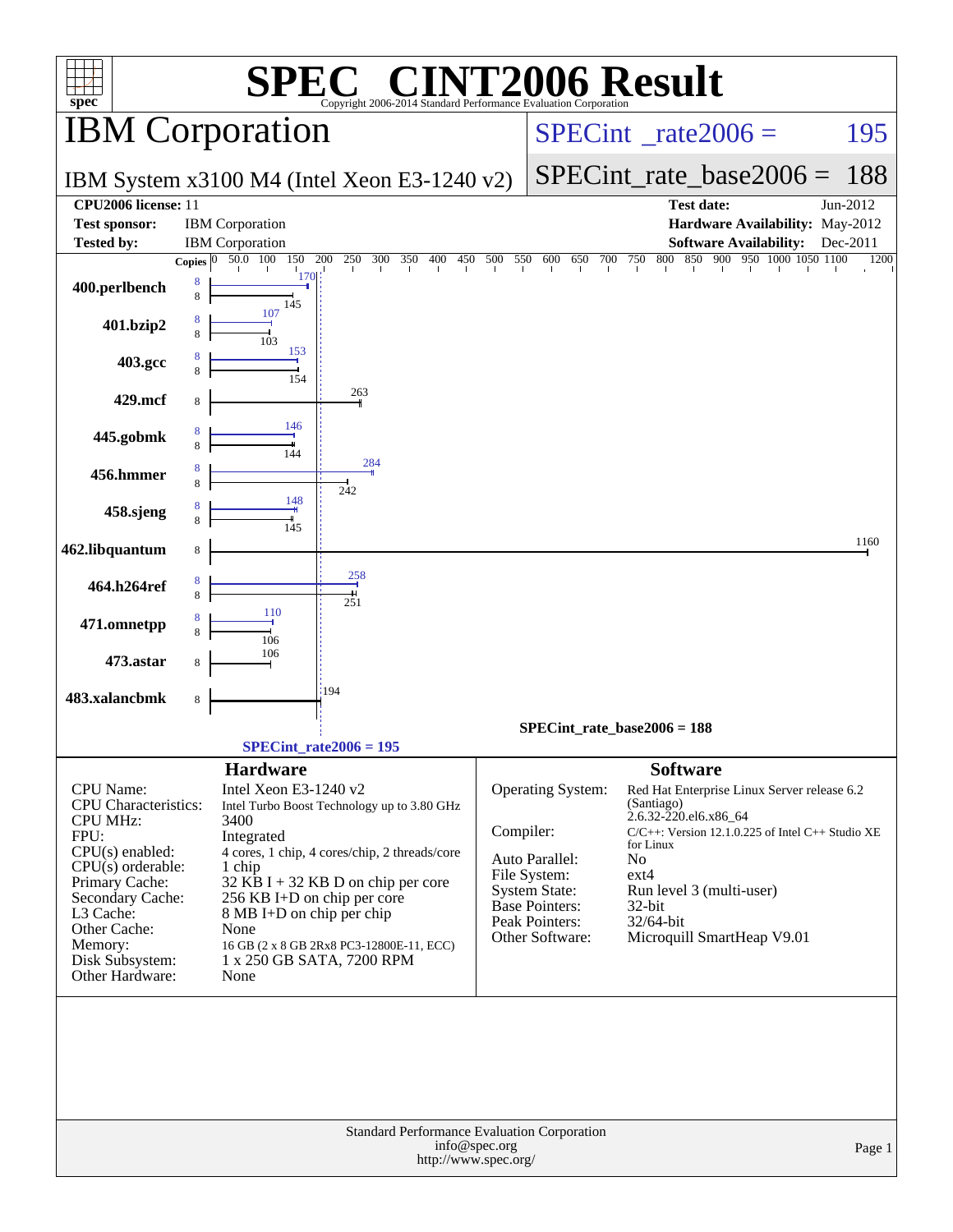# SPEC® CINT2006 Result

Copyright 2006-2014 Standard Performance Evaluation Corporation

## IBM Corporation

**SPECint_rate2006 = 195**

IBM System x3100 M4 (Intel Xeon E3-1240 v2)

**SPECint_rate_base2006 = 188**

| | | | |
|---|---|---|---|
| **CPU2006 license:** | 11 | **Test date:** | Jun-2012 |
| **Test sponsor:** | IBM Corporation | **Hardware Availability:** | May-2012 |
| **Tested by:** | IBM Corporation | **Software Availability:** | Dec-2011 |

| Benchmark | Copies (peak) | Peak | Copies (base) | Base |
|---|---|---|---|---|
| 400.perlbench | 8 | 170 | 8 | 145 |
| 401.bzip2 | 8 | 107 | 8 | 103 |
| 403.gcc | 8 | 153 | 8 | 154 |
| 429.mcf | | | 8 | 263 |
| 445.gobmk | 8 | 146 | 8 | 144 |
| 456.hmmer | 8 | 284 | 8 | 242 |
| 458.sjeng | 8 | 148 | 8 | 145 |
| 462.libquantum | | | 8 | 1160 |
| 464.h264ref | 8 | 258 | 8 | 251 |
| 471.omnetpp | 8 | 110 | 8 | 106 |
| 473.astar | | | 8 | 106 |
| 483.xalancbmk | | | 8 | 194 |

SPECint_rate_base2006 = 188

SPECint_rate2006 = 195

## Hardware

| | |
|---|---|
| CPU Name: | Intel Xeon E3-1240 v2 |
| CPU Characteristics: | Intel Turbo Boost Technology up to 3.80 GHz |
| CPU MHz: | 3400 |
| FPU: | Integrated |
| CPU(s) enabled: | 4 cores, 1 chip, 4 cores/chip, 2 threads/core |
| CPU(s) orderable: | 1 chip |
| Primary Cache: | 32 KB I + 32 KB D on chip per core |
| Secondary Cache: | 256 KB I+D on chip per core |
| L3 Cache: | 8 MB I+D on chip per chip |
| Other Cache: | None |
| Memory: | 16 GB (2 x 8 GB 2Rx8 PC3-12800E-11, ECC) |
| Disk Subsystem: | 1 x 250 GB SATA, 7200 RPM |
| Other Hardware: | None |

## Software

| | |
|---|---|
| Operating System: | Red Hat Enterprise Linux Server release 6.2 (Santiago) 2.6.32-220.el6.x86_64 |
| Compiler: | C/C++: Version 12.1.0.225 of Intel C++ Studio XE for Linux |
| Auto Parallel: | No |
| File System: | ext4 |
| System State: | Run level 3 (multi-user) |
| Base Pointers: | 32-bit |
| Peak Pointers: | 32/64-bit |
| Other Software: | Microquill SmartHeap V9.01 |

Standard Performance Evaluation Corporation
info@spec.org
http://www.spec.org/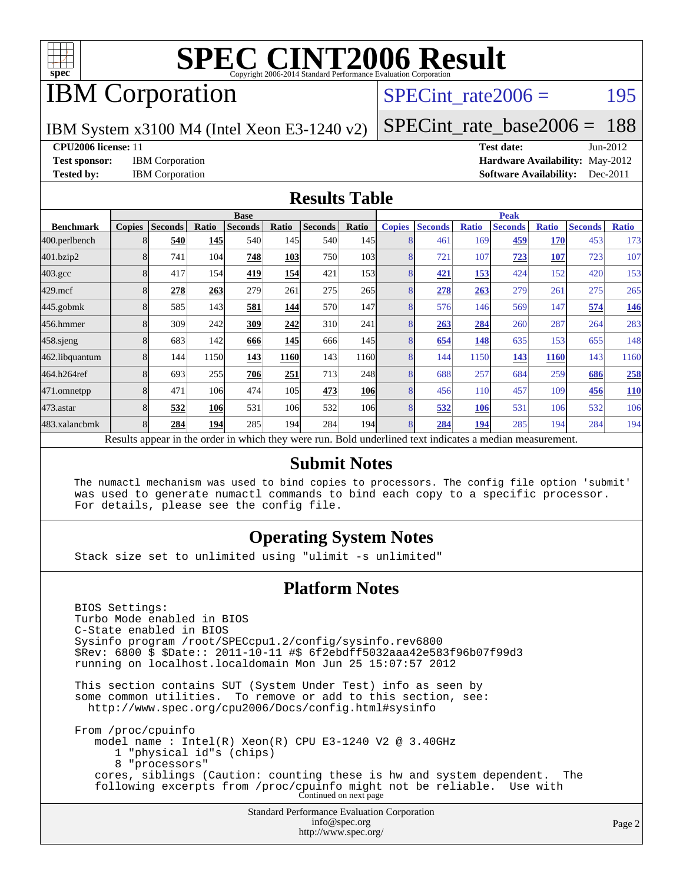# SPEC CINT2006 Result

Copyright 2006-2014 Standard Performance Evaluation Corporation

## IBM Corporation

IBM System x3100 M4 (Intel Xeon E3-1240 v2)

SPECint_rate2006 = 195

SPECint_rate_base2006 = 188

**CPU2006 license:** 11

**Test sponsor:** IBM Corporation

**Tested by:** IBM Corporation

**Test date:** Jun-2012

**Hardware Availability:** May-2012

**Software Availability:** Dec-2011

## Results Table

| Benchmark | Base | | | | | | | Peak | | | | | | |
|---|---|---|---|---|---|---|---|---|---|---|---|---|---|---|
| | Copies | Seconds | Ratio | Seconds | Ratio | Seconds | Ratio | Copies | Seconds | Ratio | Seconds | Ratio | Seconds | Ratio |
| 400.perlbench | 8 | **540** | **145** | 540 | 145 | 540 | 145 | 8 | 461 | 169 | **459** | **170** | 453 | 173 |
| 401.bzip2 | 8 | 741 | 104 | **748** | **103** | 750 | 103 | 8 | 721 | 107 | **723** | **107** | 723 | 107 |
| 403.gcc | 8 | 417 | 154 | **419** | **154** | 421 | 153 | 8 | **421** | **153** | 424 | 152 | 420 | 153 |
| 429.mcf | 8 | **278** | **263** | 279 | 261 | 275 | 265 | 8 | **278** | **263** | 279 | 261 | 275 | 265 |
| 445.gobmk | 8 | 585 | 143 | **581** | **144** | 570 | 147 | 8 | 576 | 146 | 569 | 147 | **574** | **146** |
| 456.hmmer | 8 | 309 | 242 | **309** | **242** | 310 | 241 | 8 | **263** | **284** | 260 | 287 | 264 | 283 |
| 458.sjeng | 8 | 683 | 142 | **666** | **145** | 666 | 145 | 8 | **654** | **148** | 635 | 153 | 655 | 148 |
| 462.libquantum | 8 | 144 | 1150 | **143** | **1160** | 143 | 1160 | 8 | 144 | 1150 | **143** | **1160** | 143 | 1160 |
| 464.h264ref | 8 | 693 | 255 | **706** | **251** | 713 | 248 | 8 | 688 | 257 | 684 | 259 | **686** | **258** |
| 471.omnetpp | 8 | 471 | 106 | 474 | 105 | **473** | **106** | 8 | 456 | 110 | 457 | 109 | **456** | **110** |
| 473.astar | 8 | **532** | **106** | 531 | 106 | 532 | 106 | 8 | **532** | **106** | 531 | 106 | 532 | 106 |
| 483.xalancbmk | 8 | **284** | **194** | 285 | 194 | 284 | 194 | 8 | **284** | **194** | 285 | 194 | 284 | 194 |

Results appear in the order in which they were run. Bold underlined text indicates a median measurement.

## Submit Notes

```
The numactl mechanism was used to bind copies to processors. The config file option 'submit'
was used to generate numactl commands to bind each copy to a specific processor.
For details, please see the config file.
```

## Operating System Notes

```
Stack size set to unlimited using "ulimit -s unlimited"
```

## Platform Notes

```
BIOS Settings:
Turbo Mode enabled in BIOS
C-State enabled in BIOS
Sysinfo program /root/SPECcpu1.2/config/sysinfo.rev6800
$Rev: 6800 $ $Date:: 2011-10-11 #$ 6f2ebdff5032aaa42e583f96b07f99d3
running on localhost.localdomain Mon Jun 25 15:07:57 2012

This section contains SUT (System Under Test) info as seen by
some common utilities.  To remove or add to this section, see:
  http://www.spec.org/cpu2006/Docs/config.html#sysinfo

From /proc/cpuinfo
   model name : Intel(R) Xeon(R) CPU E3-1240 V2 @ 3.40GHz
      1 "physical id"s (chips)
      8 "processors"
   cores, siblings (Caution: counting these is hw and system dependent.  The
   following excerpts from /proc/cpuinfo might not be reliable.  Use with
```

Continued on next page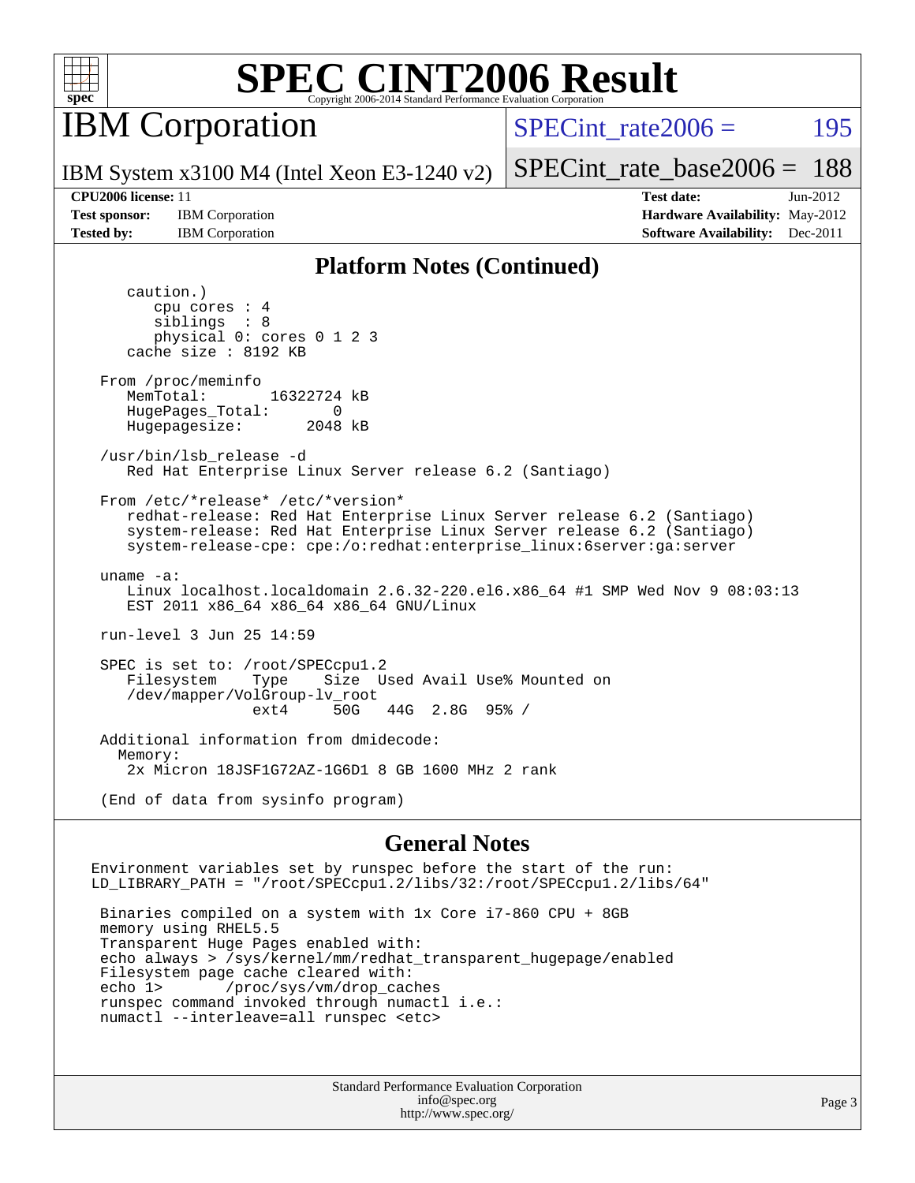# SPEC CINT2006 Result

## IBM Corporation

IBM System x3100 M4 (Intel Xeon E3-1240 v2)

SPECint_rate2006 = 195

SPECint_rate_base2006 = 188

| | | | |
|---|---|---|---|
| **CPU2006 license:** 11 | | **Test date:** | Jun-2012 |
| **Test sponsor:** | IBM Corporation | **Hardware Availability:** | May-2012 |
| **Tested by:** | IBM Corporation | **Software Availability:** | Dec-2011 |

## Platform Notes (Continued)

```
      caution.)
         cpu cores : 4
         siblings  : 8
         physical 0: cores 0 1 2 3
      cache size : 8192 KB

   From /proc/meminfo
      MemTotal:       16322724 kB
      HugePages_Total:       0
      Hugepagesize:       2048 kB

   /usr/bin/lsb_release -d
      Red Hat Enterprise Linux Server release 6.2 (Santiago)

   From /etc/*release* /etc/*version*
      redhat-release: Red Hat Enterprise Linux Server release 6.2 (Santiago)
      system-release: Red Hat Enterprise Linux Server release 6.2 (Santiago)
      system-release-cpe: cpe:/o:redhat:enterprise_linux:6server:ga:server

   uname -a:
      Linux localhost.localdomain 2.6.32-220.el6.x86_64 #1 SMP Wed Nov 9 08:03:13
      EST 2011 x86_64 x86_64 x86_64 GNU/Linux

   run-level 3 Jun 25 14:59

   SPEC is set to: /root/SPECcpu1.2
      Filesystem    Type    Size  Used Avail Use% Mounted on
      /dev/mapper/VolGroup-lv_root
                    ext4     50G   44G  2.8G  95% /

   Additional information from dmidecode:
     Memory:
      2x Micron 18JSF1G72AZ-1G6D1 8 GB 1600 MHz 2 rank

   (End of data from sysinfo program)
```

## General Notes

```
Environment variables set by runspec before the start of the run:
LD_LIBRARY_PATH = "/root/SPECcpu1.2/libs/32:/root/SPECcpu1.2/libs/64"

 Binaries compiled on a system with 1x Core i7-860 CPU + 8GB
 memory using RHEL5.5
 Transparent Huge Pages enabled with:
 echo always > /sys/kernel/mm/redhat_transparent_hugepage/enabled
 Filesystem page cache cleared with:
 echo 1>       /proc/sys/vm/drop_caches
 runspec command invoked through numactl i.e.:
 numactl --interleave=all runspec <etc>
```

Standard Performance Evaluation Corporation
info@spec.org
http://www.spec.org/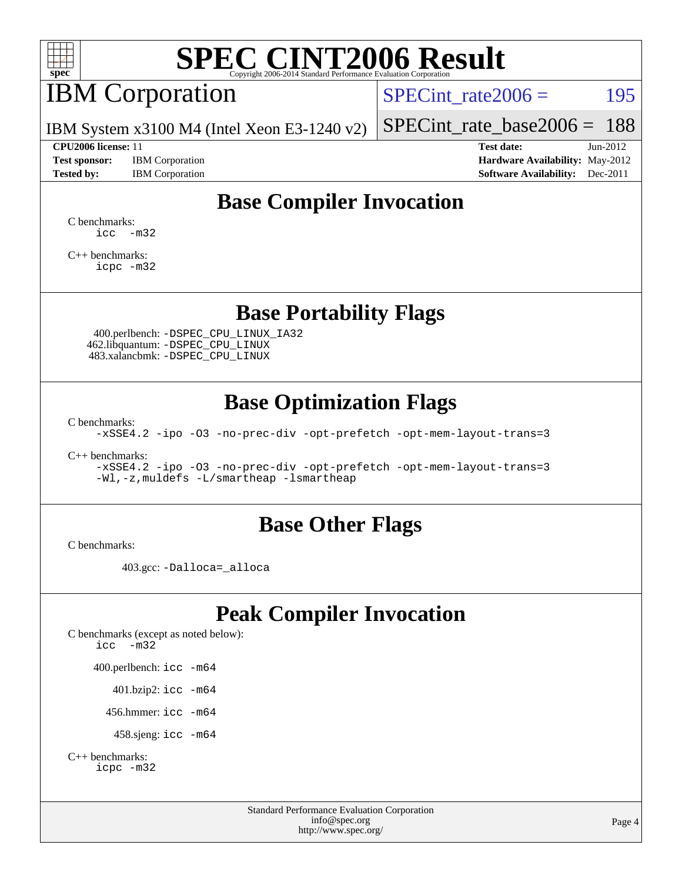# SPEC CINT2006 Result

Copyright 2006-2014 Standard Performance Evaluation Corporation

## IBM Corporation

IBM System x3100 M4 (Intel Xeon E3-1240 v2)

SPECint_rate2006 = 195

SPECint_rate_base2006 = 188

**CPU2006 license:** 11
**Test sponsor:** IBM Corporation
**Tested by:** IBM Corporation

**Test date:** Jun-2012
**Hardware Availability:** May-2012
**Software Availability:** Dec-2011

## Base Compiler Invocation

C benchmarks:
```
icc  -m32
```

C++ benchmarks:
```
icpc -m32
```

## Base Portability Flags

400.perlbench: `-DSPEC_CPU_LINUX_IA32`
462.libquantum: `-DSPEC_CPU_LINUX`
483.xalancbmk: `-DSPEC_CPU_LINUX`

## Base Optimization Flags

C benchmarks:
```
-xSSE4.2 -ipo -O3 -no-prec-div -opt-prefetch -opt-mem-layout-trans=3
```

C++ benchmarks:
```
-xSSE4.2 -ipo -O3 -no-prec-div -opt-prefetch -opt-mem-layout-trans=3
-Wl,-z,muldefs -L/smartheap -lsmartheap
```

## Base Other Flags

C benchmarks:

403.gcc: `-Dalloca=_alloca`

## Peak Compiler Invocation

C benchmarks (except as noted below):
```
icc  -m32
```

400.perlbench: `icc -m64`

401.bzip2: `icc -m64`

456.hmmer: `icc -m64`

458.sjeng: `icc -m64`

C++ benchmarks:
```
icpc -m32
```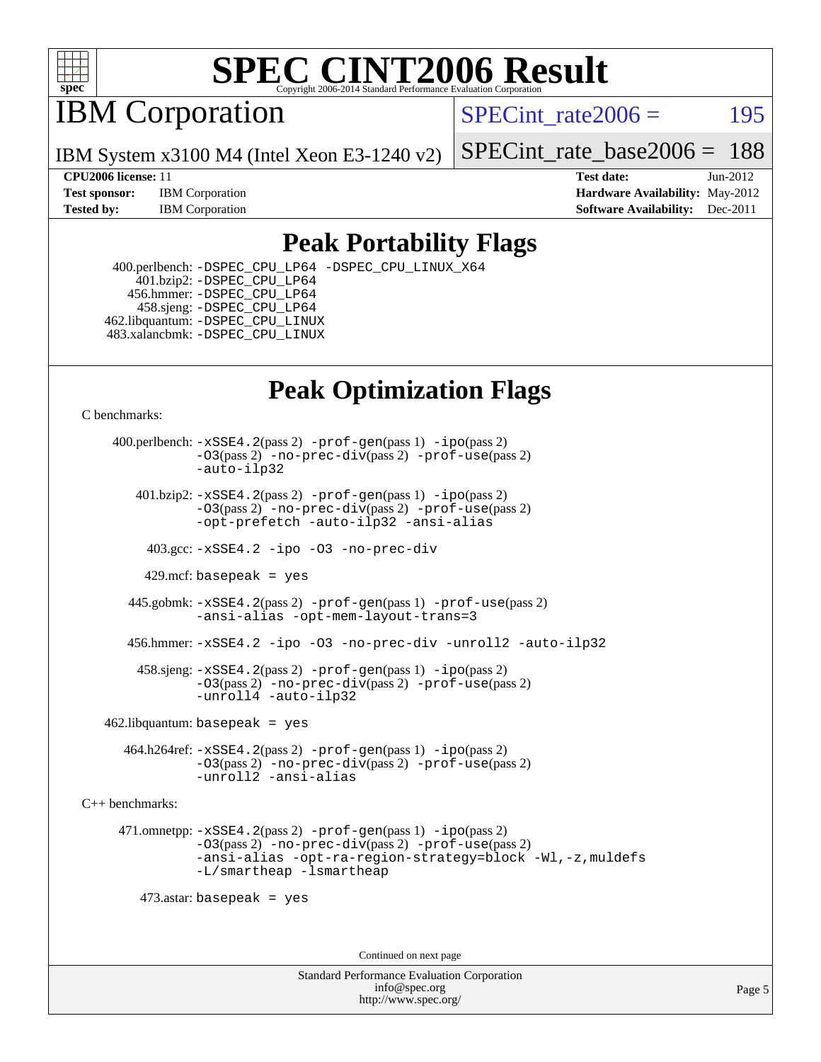# SPEC CINT2006 Result

## IBM Corporation

IBM System x3100 M4 (Intel Xeon E3-1240 v2)

SPECint_rate2006 = 195

SPECint_rate_base2006 = 188

**CPU2006 license:** 11
**Test sponsor:** IBM Corporation
**Tested by:** IBM Corporation

**Test date:** Jun-2012
**Hardware Availability:** May-2012
**Software Availability:** Dec-2011

## Peak Portability Flags

400.perlbench: -DSPEC_CPU_LP64 -DSPEC_CPU_LINUX_X64
401.bzip2: -DSPEC_CPU_LP64
456.hmmer: -DSPEC_CPU_LP64
458.sjeng: -DSPEC_CPU_LP64
462.libquantum: -DSPEC_CPU_LINUX
483.xalancbmk: -DSPEC_CPU_LINUX

## Peak Optimization Flags

C benchmarks:

400.perlbench: -xSSE4.2(pass 2) -prof-gen(pass 1) -ipo(pass 2) -O3(pass 2) -no-prec-div(pass 2) -prof-use(pass 2) -auto-ilp32

401.bzip2: -xSSE4.2(pass 2) -prof-gen(pass 1) -ipo(pass 2) -O3(pass 2) -no-prec-div(pass 2) -prof-use(pass 2) -opt-prefetch -auto-ilp32 -ansi-alias

403.gcc: -xSSE4.2 -ipo -O3 -no-prec-div

429.mcf: basepeak = yes

445.gobmk: -xSSE4.2(pass 2) -prof-gen(pass 1) -prof-use(pass 2) -ansi-alias -opt-mem-layout-trans=3

456.hmmer: -xSSE4.2 -ipo -O3 -no-prec-div -unroll2 -auto-ilp32

458.sjeng: -xSSE4.2(pass 2) -prof-gen(pass 1) -ipo(pass 2) -O3(pass 2) -no-prec-div(pass 2) -prof-use(pass 2) -unroll4 -auto-ilp32

462.libquantum: basepeak = yes

464.h264ref: -xSSE4.2(pass 2) -prof-gen(pass 1) -ipo(pass 2) -O3(pass 2) -no-prec-div(pass 2) -prof-use(pass 2) -unroll2 -ansi-alias

C++ benchmarks:

471.omnetpp: -xSSE4.2(pass 2) -prof-gen(pass 1) -ipo(pass 2) -O3(pass 2) -no-prec-div(pass 2) -prof-use(pass 2) -ansi-alias -opt-ra-region-strategy=block -Wl,-z,muldefs -L/smartheap -lsmartheap

473.astar: basepeak = yes

Continued on next page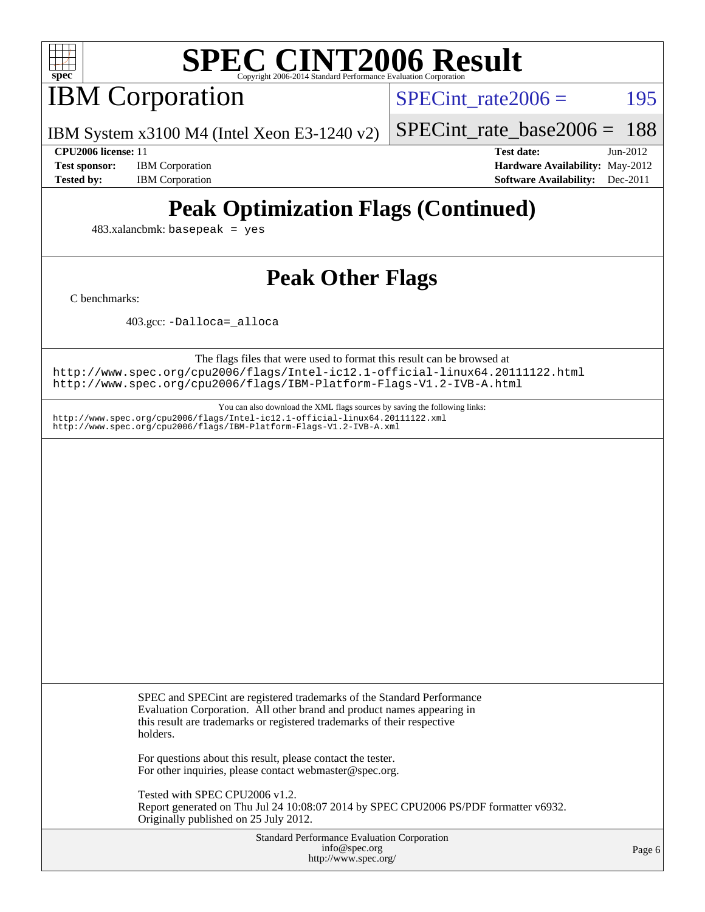# SPEC CINT2006 Result

Copyright 2006-2014 Standard Performance Evaluation Corporation

## IBM Corporation

IBM System x3100 M4 (Intel Xeon E3-1240 v2)

SPECint_rate2006 = 195

SPECint_rate_base2006 = 188

**CPU2006 license:** 11
**Test sponsor:** IBM Corporation
**Tested by:** IBM Corporation

**Test date:** Jun-2012
**Hardware Availability:** May-2012
**Software Availability:** Dec-2011

## Peak Optimization Flags (Continued)

483.xalancbmk: basepeak = yes

## Peak Other Flags

C benchmarks:

403.gcc: -Dalloca=_alloca

The flags files that were used to format this result can be browsed at
http://www.spec.org/cpu2006/flags/Intel-ic12.1-official-linux64.20111122.html
http://www.spec.org/cpu2006/flags/IBM-Platform-Flags-V1.2-IVB-A.html

You can also download the XML flags sources by saving the following links:
http://www.spec.org/cpu2006/flags/Intel-ic12.1-official-linux64.20111122.xml
http://www.spec.org/cpu2006/flags/IBM-Platform-Flags-V1.2-IVB-A.xml

SPEC and SPECint are registered trademarks of the Standard Performance Evaluation Corporation. All other brand and product names appearing in this result are trademarks or registered trademarks of their respective holders.

For questions about this result, please contact the tester.
For other inquiries, please contact webmaster@spec.org.

Tested with SPEC CPU2006 v1.2.
Report generated on Thu Jul 24 10:08:07 2014 by SPEC CPU2006 PS/PDF formatter v6932.
Originally published on 25 July 2012.

Standard Performance Evaluation Corporation
info@spec.org
http://www.spec.org/